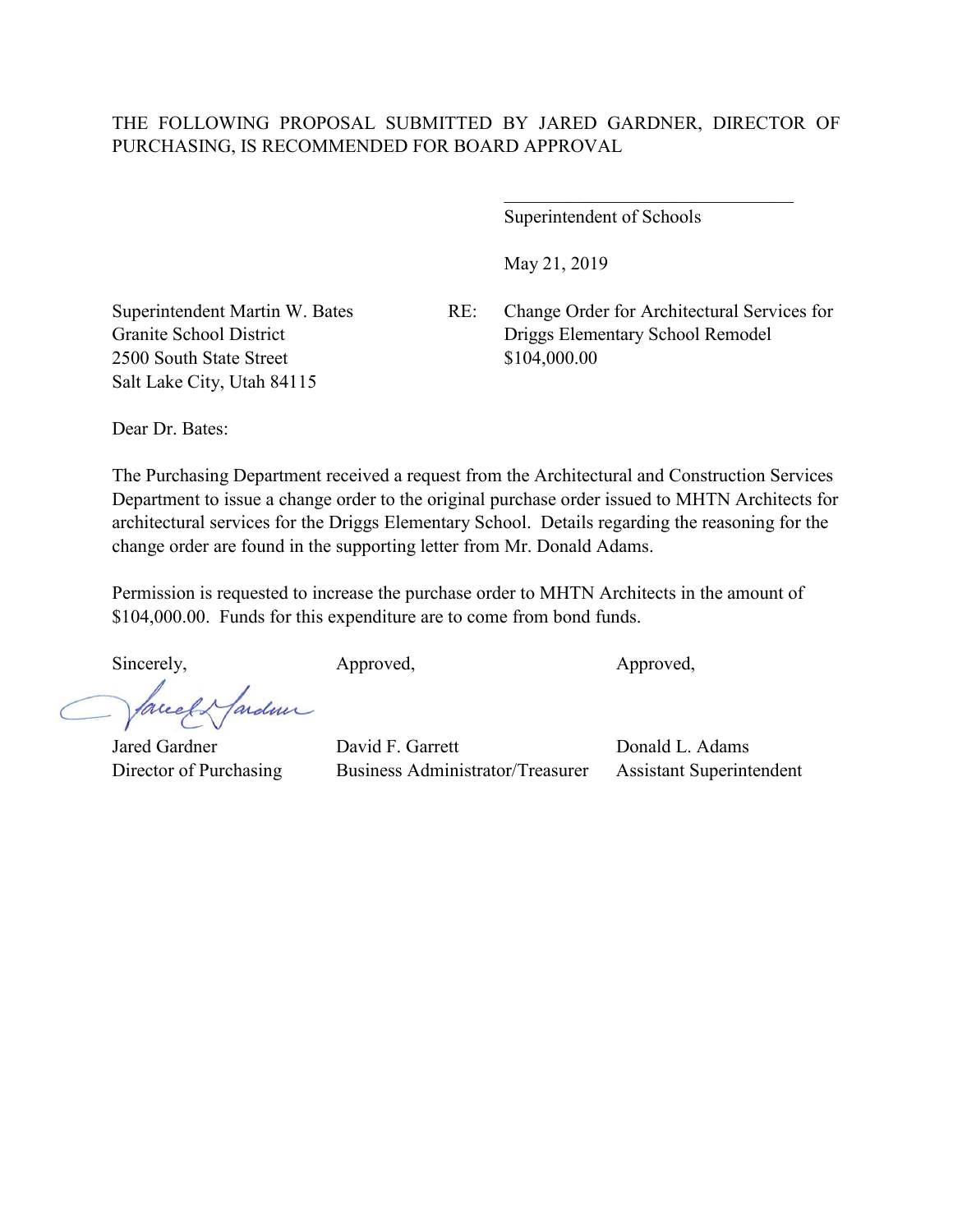THE FOLLOWING PROPOSAL SUBMITTED BY JARED GARDNER, DIRECTOR OF PURCHASING, IS RECOMMENDED FOR BOARD APPROVAL

\_\_\_\_\_\_\_\_\_\_\_\_\_\_\_\_\_\_\_\_\_\_\_\_\_\_\_\_\_\_\_\_
Superintendent of Schools

May 21, 2019

Superintendent Martin W. Bates
Granite School District
2500 South State Street
Salt Lake City, Utah 84115

RE: Change Order for Architectural Services for Driggs Elementary School Remodel
$104,000.00

Dear Dr. Bates:

The Purchasing Department received a request from the Architectural and Construction Services Department to issue a change order to the original purchase order issued to MHTN Architects for architectural services for the Driggs Elementary School. Details regarding the reasoning for the change order are found in the supporting letter from Mr. Donald Adams.

Permission is requested to increase the purchase order to MHTN Architects in the amount of $104,000.00. Funds for this expenditure are to come from bond funds.

| Sincerely, | Approved, | Approved, |
|---|---|---|
| Jared Gardner | David F. Garrett | Donald L. Adams |
| Director of Purchasing | Business Administrator/Treasurer | Assistant Superintendent |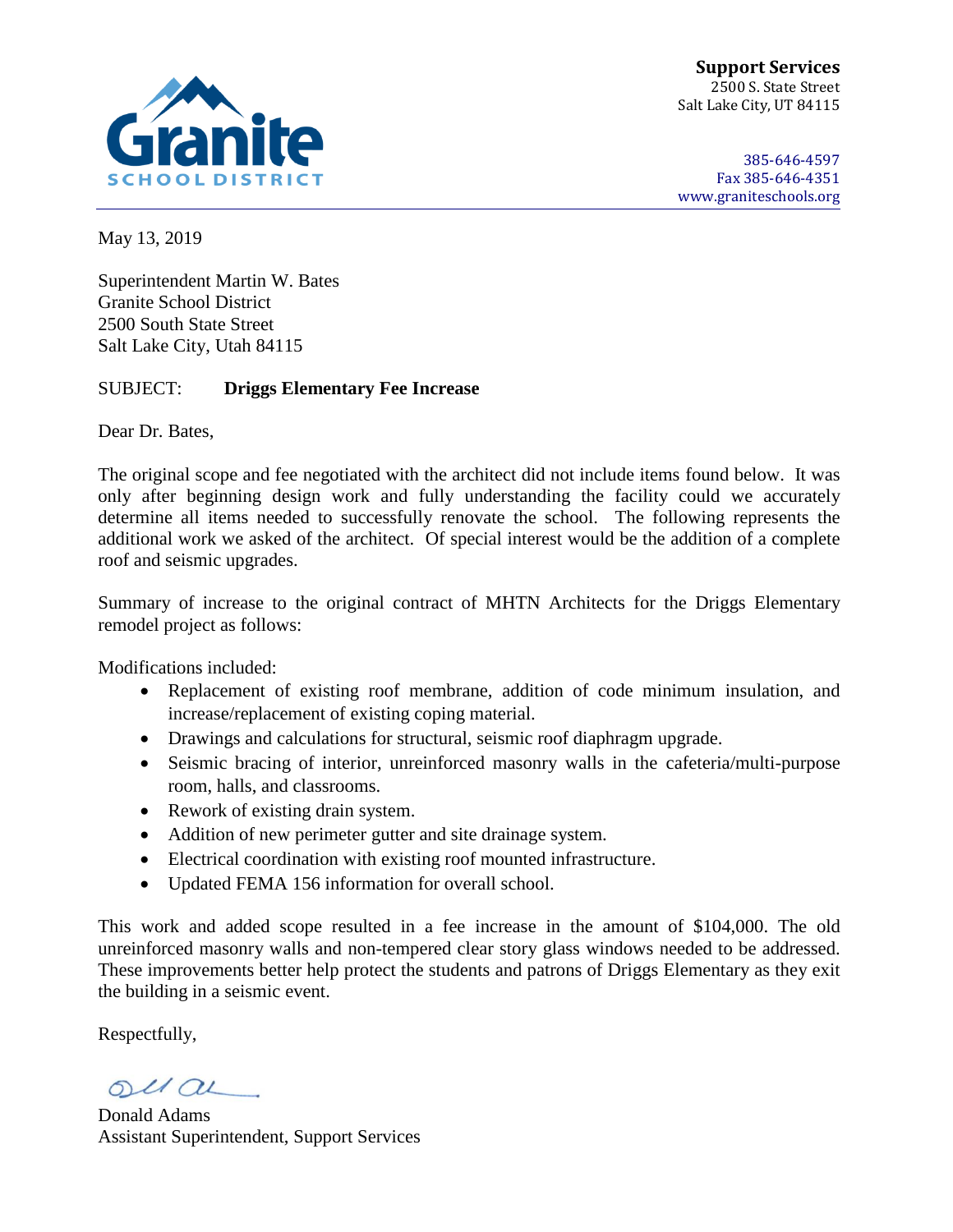**Granite**
SCHOOL DISTRICT

**Support Services**
2500 S. State Street
Salt Lake City, UT 84115

385-646-4597
Fax 385-646-4351
www.graniteschools.org

May 13, 2019

Superintendent Martin W. Bates
Granite School District
2500 South State Street
Salt Lake City, Utah 84115

SUBJECT: **Driggs Elementary Fee Increase**

Dear Dr. Bates,

The original scope and fee negotiated with the architect did not include items found below. It was only after beginning design work and fully understanding the facility could we accurately determine all items needed to successfully renovate the school. The following represents the additional work we asked of the architect. Of special interest would be the addition of a complete roof and seismic upgrades.

Summary of increase to the original contract of MHTN Architects for the Driggs Elementary remodel project as follows:

Modifications included:

- Replacement of existing roof membrane, addition of code minimum insulation, and increase/replacement of existing coping material.
- Drawings and calculations for structural, seismic roof diaphragm upgrade.
- Seismic bracing of interior, unreinforced masonry walls in the cafeteria/multi-purpose room, halls, and classrooms.
- Rework of existing drain system.
- Addition of new perimeter gutter and site drainage system.
- Electrical coordination with existing roof mounted infrastructure.
- Updated FEMA 156 information for overall school.

This work and added scope resulted in a fee increase in the amount of $104,000. The old unreinforced masonry walls and non-tempered clear story glass windows needed to be addressed. These improvements better help protect the students and patrons of Driggs Elementary as they exit the building in a seismic event.

Respectfully,

Donald Adams
Assistant Superintendent, Support Services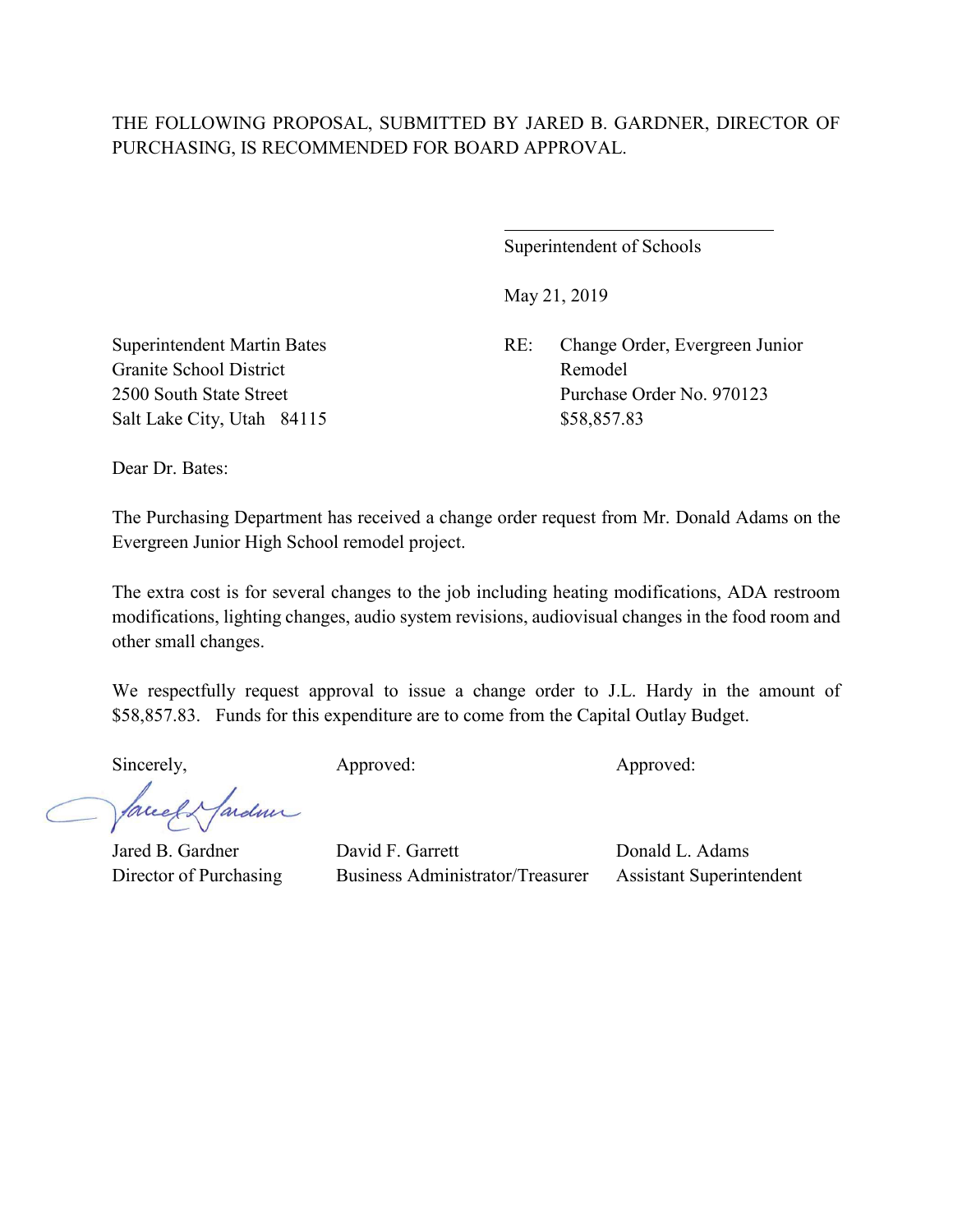THE FOLLOWING PROPOSAL, SUBMITTED BY JARED B. GARDNER, DIRECTOR OF PURCHASING, IS RECOMMENDED FOR BOARD APPROVAL.

\_\_\_\_\_\_\_\_\_\_\_\_\_\_\_\_\_\_\_\_\_\_\_\_\_\_\_\_\_\_
Superintendent of Schools

May 21, 2019

Superintendent Martin Bates
Granite School District
2500 South State Street
Salt Lake City, Utah 84115

RE: Change Order, Evergreen Junior Remodel
Purchase Order No. 970123
$58,857.83

Dear Dr. Bates:

The Purchasing Department has received a change order request from Mr. Donald Adams on the Evergreen Junior High School remodel project.

The extra cost is for several changes to the job including heating modifications, ADA restroom modifications, lighting changes, audio system revisions, audiovisual changes in the food room and other small changes.

We respectfully request approval to issue a change order to J.L. Hardy in the amount of $58,857.83. Funds for this expenditure are to come from the Capital Outlay Budget.

| Sincerely, | Approved: | Approved: |
|---|---|---|
| Jared B. Gardner | David F. Garrett | Donald L. Adams |
| Director of Purchasing | Business Administrator/Treasurer | Assistant Superintendent |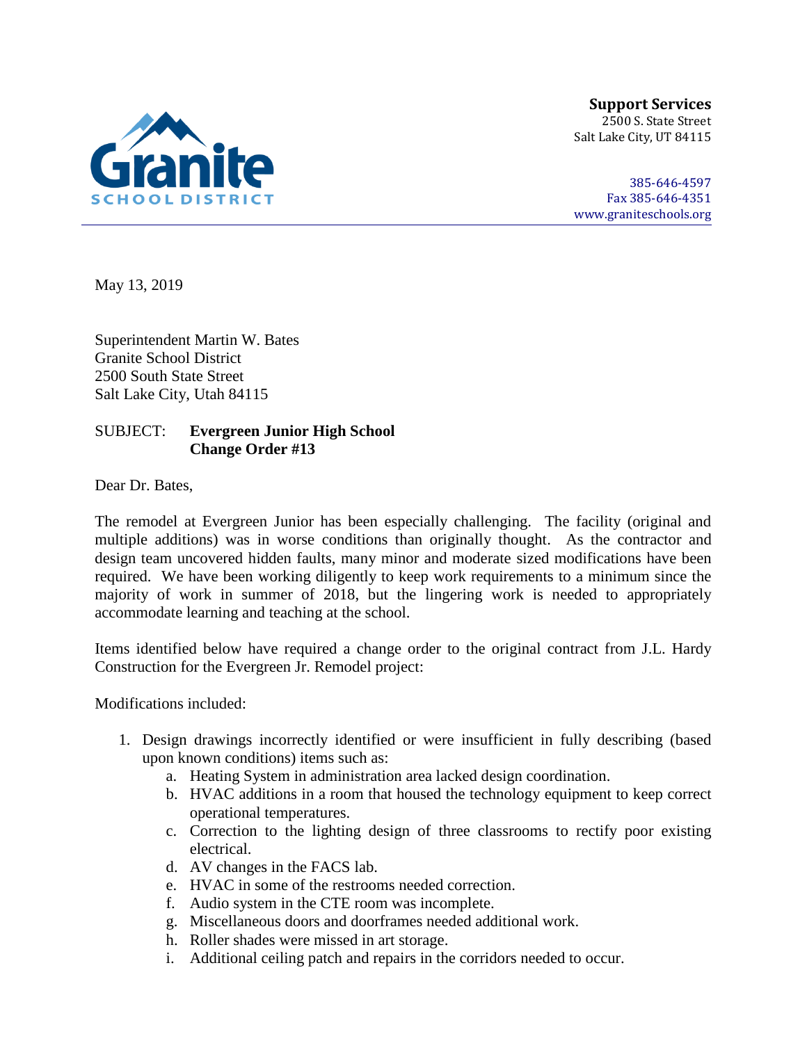**Support Services**
2500 S. State Street
Salt Lake City, UT 84115

385-646-4597
Fax 385-646-4351
www.graniteschools.org

May 13, 2019

Superintendent Martin W. Bates
Granite School District
2500 South State Street
Salt Lake City, Utah 84115

SUBJECT: **Evergreen Junior High School**
**Change Order #13**

Dear Dr. Bates,

The remodel at Evergreen Junior has been especially challenging. The facility (original and multiple additions) was in worse conditions than originally thought. As the contractor and design team uncovered hidden faults, many minor and moderate sized modifications have been required. We have been working diligently to keep work requirements to a minimum since the majority of work in summer of 2018, but the lingering work is needed to appropriately accommodate learning and teaching at the school.

Items identified below have required a change order to the original contract from J.L. Hardy Construction for the Evergreen Jr. Remodel project:

Modifications included:

1. Design drawings incorrectly identified or were insufficient in fully describing (based upon known conditions) items such as:
   a. Heating System in administration area lacked design coordination.
   b. HVAC additions in a room that housed the technology equipment to keep correct operational temperatures.
   c. Correction to the lighting design of three classrooms to rectify poor existing electrical.
   d. AV changes in the FACS lab.
   e. HVAC in some of the restrooms needed correction.
   f. Audio system in the CTE room was incomplete.
   g. Miscellaneous doors and doorframes needed additional work.
   h. Roller shades were missed in art storage.
   i. Additional ceiling patch and repairs in the corridors needed to occur.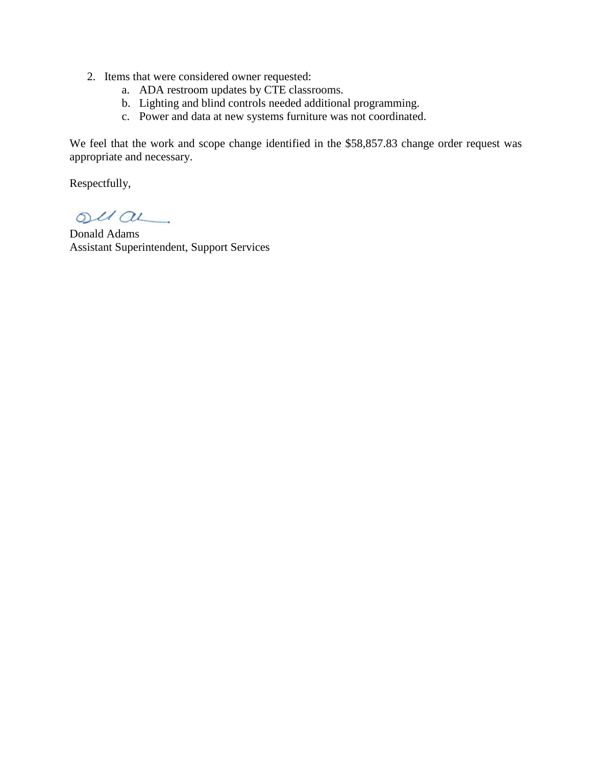2. Items that were considered owner requested:
    a. ADA restroom updates by CTE classrooms.
    b. Lighting and blind controls needed additional programming.
    c. Power and data at new systems furniture was not coordinated.

We feel that the work and scope change identified in the $58,857.83 change order request was appropriate and necessary.

Respectfully,

Donald Adams
Assistant Superintendent, Support Services